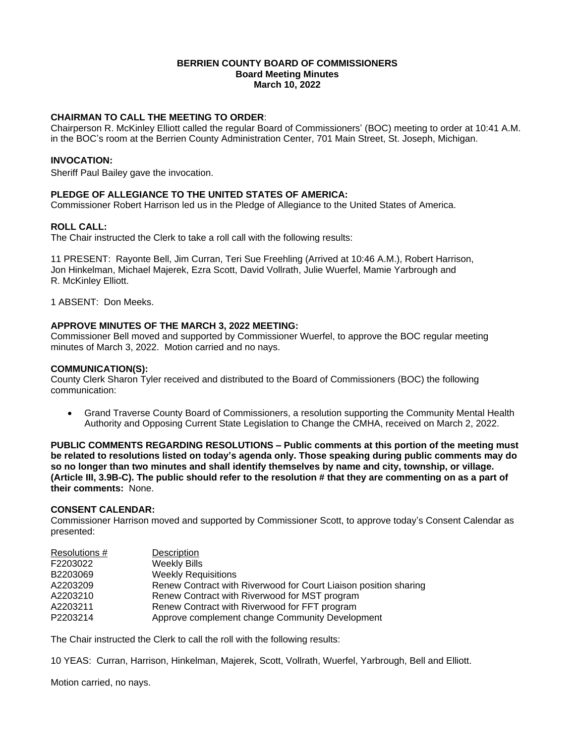**BERRIEN COUNTY BOARD OF COMMISSIONERS**
**Board Meeting Minutes**
**March 10, 2022**

**CHAIRMAN TO CALL THE MEETING TO ORDER**:
Chairperson R. McKinley Elliott called the regular Board of Commissioners' (BOC) meeting to order at 10:41 A.M. in the BOC's room at the Berrien County Administration Center, 701 Main Street, St. Joseph, Michigan.

**INVOCATION:**
Sheriff Paul Bailey gave the invocation.

**PLEDGE OF ALLEGIANCE TO THE UNITED STATES OF AMERICA:**
Commissioner Robert Harrison led us in the Pledge of Allegiance to the United States of America.

**ROLL CALL:**
The Chair instructed the Clerk to take a roll call with the following results:

11 PRESENT: Rayonte Bell, Jim Curran, Teri Sue Freehling (Arrived at 10:46 A.M.), Robert Harrison, Jon Hinkelman, Michael Majerek, Ezra Scott, David Vollrath, Julie Wuerfel, Mamie Yarbrough and R. McKinley Elliott.

1 ABSENT: Don Meeks.

**APPROVE MINUTES OF THE MARCH 3, 2022 MEETING:**
Commissioner Bell moved and supported by Commissioner Wuerfel, to approve the BOC regular meeting minutes of March 3, 2022. Motion carried and no nays.

**COMMUNICATION(S):**
County Clerk Sharon Tyler received and distributed to the Board of Commissioners (BOC) the following communication:

- Grand Traverse County Board of Commissioners, a resolution supporting the Community Mental Health Authority and Opposing Current State Legislation to Change the CMHA, received on March 2, 2022.

**PUBLIC COMMENTS REGARDING RESOLUTIONS – Public comments at this portion of the meeting must be related to resolutions listed on today's agenda only. Those speaking during public comments may do so no longer than two minutes and shall identify themselves by name and city, township, or village. (Article III, 3.9B-C). The public should refer to the resolution # that they are commenting on as a part of their comments:** None.

**CONSENT CALENDAR:**
Commissioner Harrison moved and supported by Commissioner Scott, to approve today's Consent Calendar as presented:

| Resolutions # | Description |
|---|---|
| F2203022 | Weekly Bills |
| B2203069 | Weekly Requisitions |
| A2203209 | Renew Contract with Riverwood for Court Liaison position sharing |
| A2203210 | Renew Contract with Riverwood for MST program |
| A2203211 | Renew Contract with Riverwood for FFT program |
| P2203214 | Approve complement change Community Development |

The Chair instructed the Clerk to call the roll with the following results:

10 YEAS: Curran, Harrison, Hinkelman, Majerek, Scott, Vollrath, Wuerfel, Yarbrough, Bell and Elliott.

Motion carried, no nays.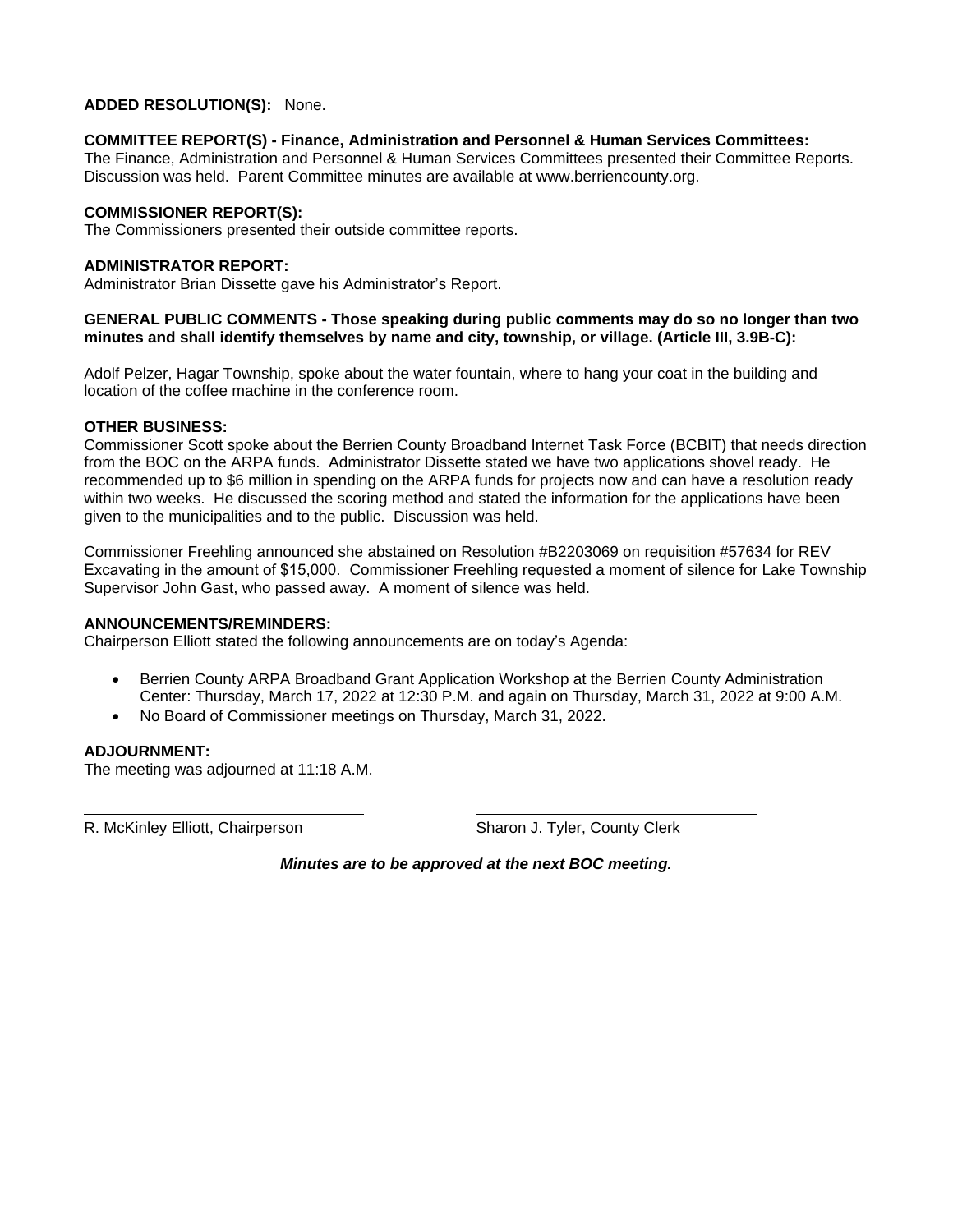**ADDED RESOLUTION(S):** None.

**COMMITTEE REPORT(S) - Finance, Administration and Personnel & Human Services Committees:**
The Finance, Administration and Personnel & Human Services Committees presented their Committee Reports. Discussion was held. Parent Committee minutes are available at www.berriencounty.org.

**COMMISSIONER REPORT(S):**
The Commissioners presented their outside committee reports.

**ADMINISTRATOR REPORT:**
Administrator Brian Dissette gave his Administrator's Report.

**GENERAL PUBLIC COMMENTS - Those speaking during public comments may do so no longer than two minutes and shall identify themselves by name and city, township, or village. (Article III, 3.9B-C):**

Adolf Pelzer, Hagar Township, spoke about the water fountain, where to hang your coat in the building and location of the coffee machine in the conference room.

**OTHER BUSINESS:**
Commissioner Scott spoke about the Berrien County Broadband Internet Task Force (BCBIT) that needs direction from the BOC on the ARPA funds. Administrator Dissette stated we have two applications shovel ready. He recommended up to $6 million in spending on the ARPA funds for projects now and can have a resolution ready within two weeks. He discussed the scoring method and stated the information for the applications have been given to the municipalities and to the public. Discussion was held.

Commissioner Freehling announced she abstained on Resolution #B2203069 on requisition #57634 for REV Excavating in the amount of $15,000. Commissioner Freehling requested a moment of silence for Lake Township Supervisor John Gast, who passed away. A moment of silence was held.

**ANNOUNCEMENTS/REMINDERS:**
Chairperson Elliott stated the following announcements are on today's Agenda:

- Berrien County ARPA Broadband Grant Application Workshop at the Berrien County Administration Center: Thursday, March 17, 2022 at 12:30 P.M. and again on Thursday, March 31, 2022 at 9:00 A.M.
- No Board of Commissioner meetings on Thursday, March 31, 2022.

**ADJOURNMENT:**
The meeting was adjourned at 11:18 A.M.

R. McKinley Elliott, Chairperson

Sharon J. Tyler, County Clerk

***Minutes are to be approved at the next BOC meeting.***